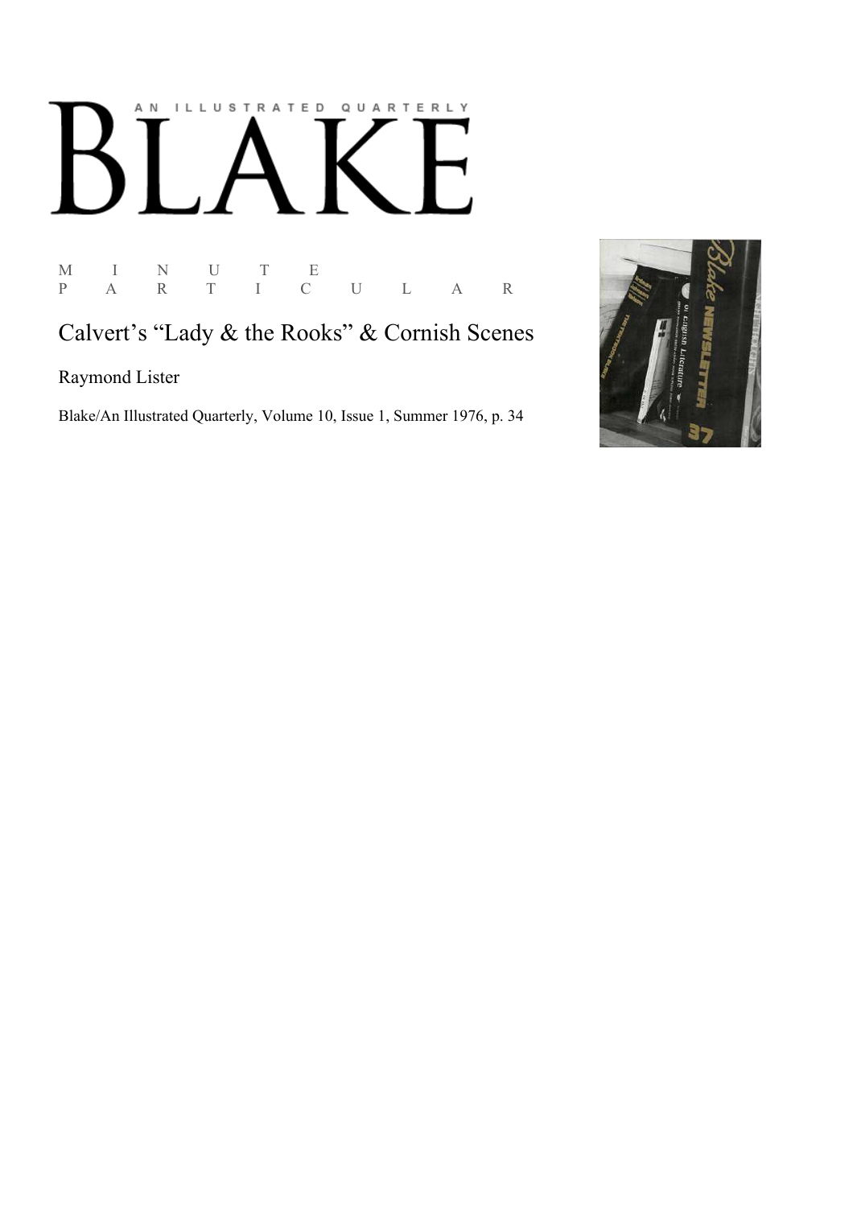# AN ILLUSTRATED QUARTERLY BLAKE

M I N U T E
P A R T I C U L A R

## Calvert's "Lady & the Rooks" & Cornish Scenes

Raymond Lister

Blake/An Illustrated Quarterly, Volume 10, Issue 1, Summer 1976, p. 34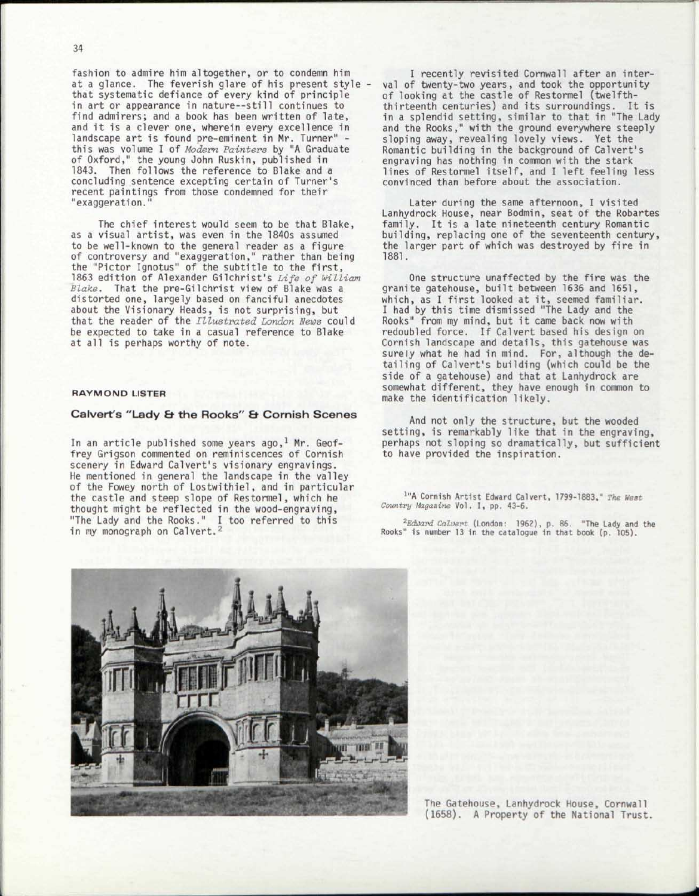fashion to admire him altogether, or to condemn him at a glance. The feverish glare of his present style - that systematic defiance of every kind of principle in art or appearance in nature--still continues to find admirers; and a book has been written of late, and it is a clever one, wherein every excellence in landscape art is found pre-eminent in Mr. Turner" - this was volume I of *Modern Painters* by "A Graduate of Oxford," the young John Ruskin, published in 1843. Then follows the reference to Blake and a concluding sentence excepting certain of Turner's recent paintings from those condemned for their "exaggeration."

The chief interest would seem to be that Blake, as a visual artist, was even in the 1840s assumed to be well-known to the general reader as a figure of controversy and "exaggeration," rather than being the "Pictor Ignotus" of the subtitle to the first, 1863 edition of Alexander Gilchrist's *Life of William Blake*. That the pre-Gilchrist view of Blake was a distorted one, largely based on fanciful anecdotes about the Visionary Heads, is not surprising, but that the reader of the *Illustrated London News* could be expected to take in a casual reference to Blake at all is perhaps worthy of note.

**RAYMOND LISTER**

## Calvert's "Lady & the Rooks" & Cornish Scenes

In an article published some years ago,[1] Mr. Geoffrey Grigson commented on reminiscences of Cornish scenery in Edward Calvert's visionary engravings. He mentioned in general the landscape in the valley of the Fowey north of Lostwithiel, and in particular the castle and steep slope of Restormel, which he thought might be reflected in the wood-engraving, "The Lady and the Rooks." I too referred to this in my monograph on Calvert.[2]

I recently revisited Cornwall after an interval of twenty-two years, and took the opportunity of looking at the castle of Restormel (twelfth-thirteenth centuries) and its surroundings. It is in a splendid setting, similar to that in "The Lady and the Rooks," with the ground everywhere steeply sloping away, revealing lovely views. Yet the Romantic building in the background of Calvert's engraving has nothing in common with the stark lines of Restormel itself, and I left feeling less convinced than before about the association.

Later during the same afternoon, I visited Lanhydrock House, near Bodmin, seat of the Robartes family. It is a late nineteenth century Romantic building, replacing one of the seventeenth century, the larger part of which was destroyed by fire in 1881.

One structure unaffected by the fire was the granite gatehouse, built between 1636 and 1651, which, as I first looked at it, seemed familiar. I had by this time dismissed "The Lady and the Rooks" from my mind, but it came back now with redoubled force. If Calvert based his design on Cornish landscape and details, this gatehouse was surely what he had in mind. For, although the detailing of Calvert's building (which could be the side of a gatehouse) and that at Lanhydrock are somewhat different, they have enough in common to make the identification likely.

And not only the structure, but the wooded setting, is remarkably like that in the engraving, perhaps not sloping so dramatically, but sufficient to have provided the inspiration.

[1] "A Cornish Artist Edward Calvert, 1799-1883," *The West Country Magazine* Vol. I, pp. 43-6.

[2] *Edward Calvert* (London: 1962), p. 86. "The Lady and the Rooks" is number 13 in the catalogue in that book (p. 105).

The Gatehouse, Lanhydrock House, Cornwall (1658). A Property of the National Trust.